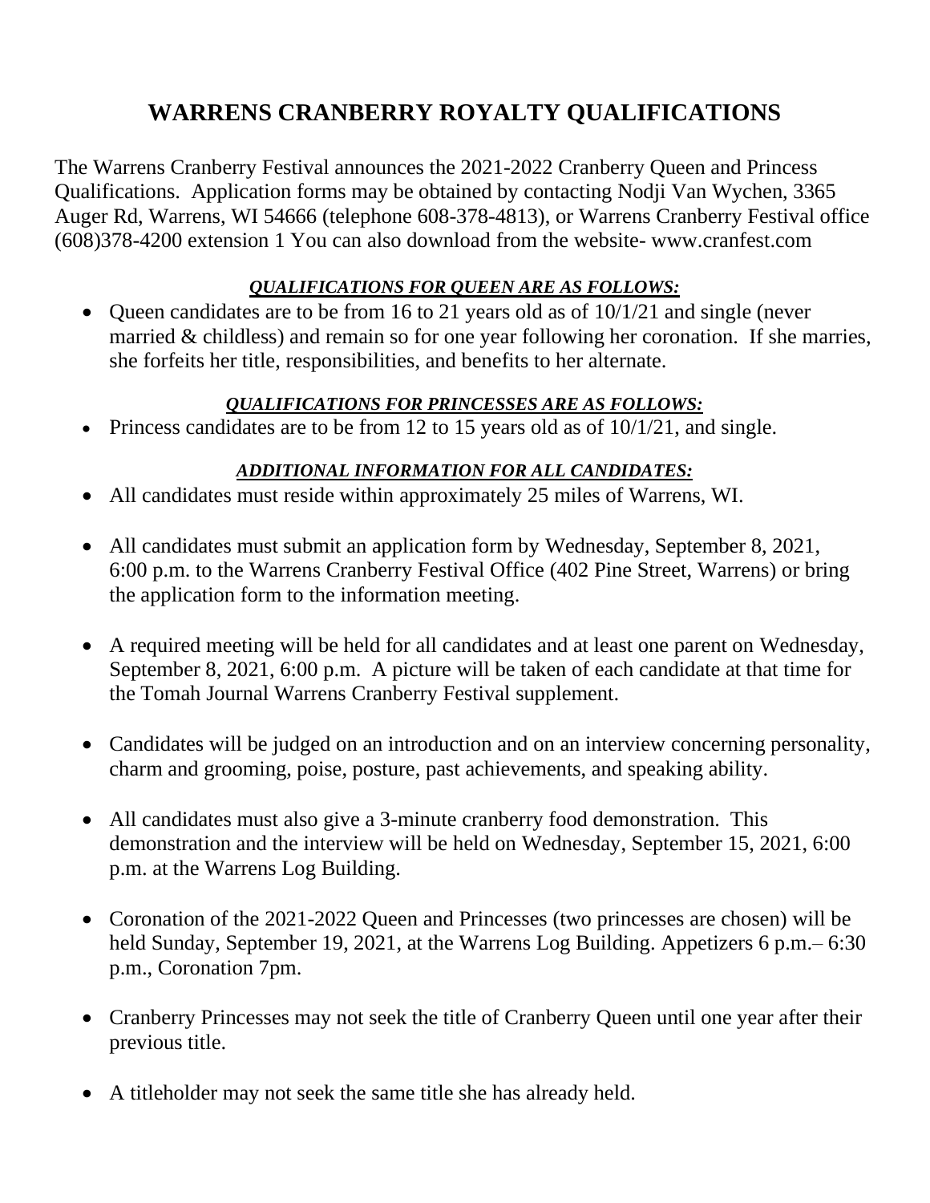# WARRENS CRANBERRY ROYALTY QUALIFICATIONS

The Warrens Cranberry Festival announces the 2021-2022 Cranberry Queen and Princess Qualifications. Application forms may be obtained by contacting Nodji Van Wychen, 3365 Auger Rd, Warrens, WI 54666 (telephone 608-378-4813), or Warrens Cranberry Festival office (608)378-4200 extension 1 You can also download from the website- www.cranfest.com

***QUALIFICATIONS FOR QUEEN ARE AS FOLLOWS:***

- Queen candidates are to be from 16 to 21 years old as of 10/1/21 and single (never married & childless) and remain so for one year following her coronation. If she marries, she forfeits her title, responsibilities, and benefits to her alternate.

***QUALIFICATIONS FOR PRINCESSES ARE AS FOLLOWS:***

- Princess candidates are to be from 12 to 15 years old as of 10/1/21, and single.

***ADDITIONAL INFORMATION FOR ALL CANDIDATES:***

- All candidates must reside within approximately 25 miles of Warrens, WI.
- All candidates must submit an application form by Wednesday, September 8, 2021, 6:00 p.m. to the Warrens Cranberry Festival Office (402 Pine Street, Warrens) or bring the application form to the information meeting.
- A required meeting will be held for all candidates and at least one parent on Wednesday, September 8, 2021, 6:00 p.m. A picture will be taken of each candidate at that time for the Tomah Journal Warrens Cranberry Festival supplement.
- Candidates will be judged on an introduction and on an interview concerning personality, charm and grooming, poise, posture, past achievements, and speaking ability.
- All candidates must also give a 3-minute cranberry food demonstration. This demonstration and the interview will be held on Wednesday, September 15, 2021, 6:00 p.m. at the Warrens Log Building.
- Coronation of the 2021-2022 Queen and Princesses (two princesses are chosen) will be held Sunday, September 19, 2021, at the Warrens Log Building. Appetizers 6 p.m.– 6:30 p.m., Coronation 7pm.
- Cranberry Princesses may not seek the title of Cranberry Queen until one year after their previous title.
- A titleholder may not seek the same title she has already held.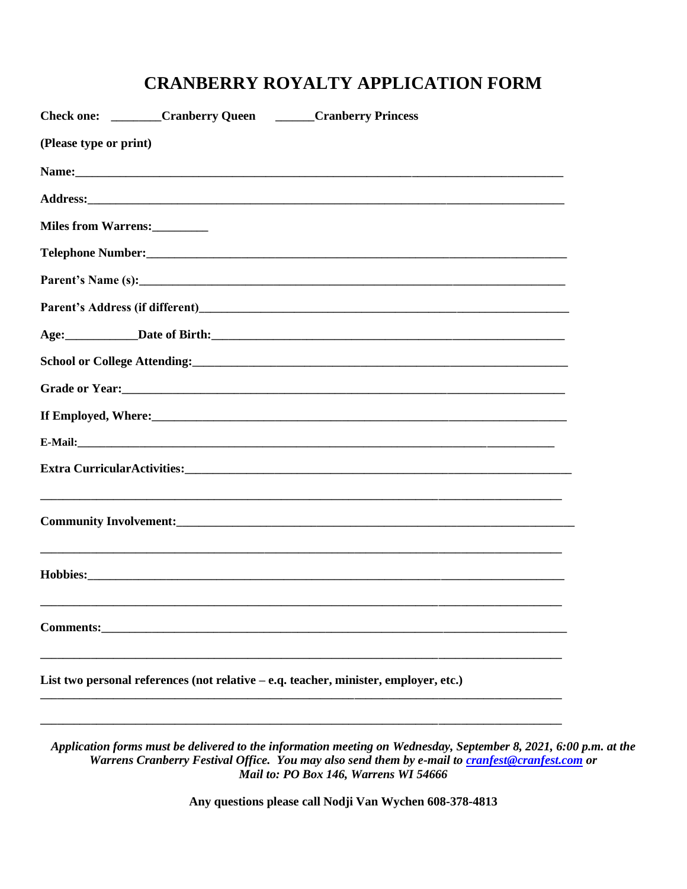# CRANBERRY ROYALTY APPLICATION FORM

**Check one: ________Cranberry Queen ______Cranberry Princess**

**(Please type or print)**

**Name:**_______________________________________________________________________________

**Address:**_____________________________________________________________________________

**Miles from Warrens:**_________

**Telephone Number:**_____________________________________________________________________

**Parent's Name (s):**______________________________________________________________________

**Parent's Address (if different)**______________________________________________________________

**Age:**___________**Date of Birth:**______________________________________________________________

**School or College Attending:**_________________________________________________________________

**Grade or Year:**_________________________________________________________________________

**If Employed, Where:**_____________________________________________________________________

**E-Mail:**_______________________________________________________________________________

**Extra CurricularActivities:**___________________________________________________________________

_______________________________________________________________________________________

**Community Involvement:**____________________________________________________________________

_______________________________________________________________________________________

**Hobbies:**______________________________________________________________________________

_______________________________________________________________________________________

**Comments:**_____________________________________________________________________________

_______________________________________________________________________________________

**List two personal references (not relative – e.q. teacher, minister, employer, etc.)**

_______________________________________________________________________________________

_______________________________________________________________________________________

***Application forms must be delivered to the information meeting on Wednesday, September 8, 2021, 6:00 p.m. at the Warrens Cranberry Festival Office. You may also send them by e-mail to [cranfest@cranfest.com](mailto:cranfest@cranfest.com) or Mail to: PO Box 146, Warrens WI 54666***

**Any questions please call Nodji Van Wychen 608-378-4813**